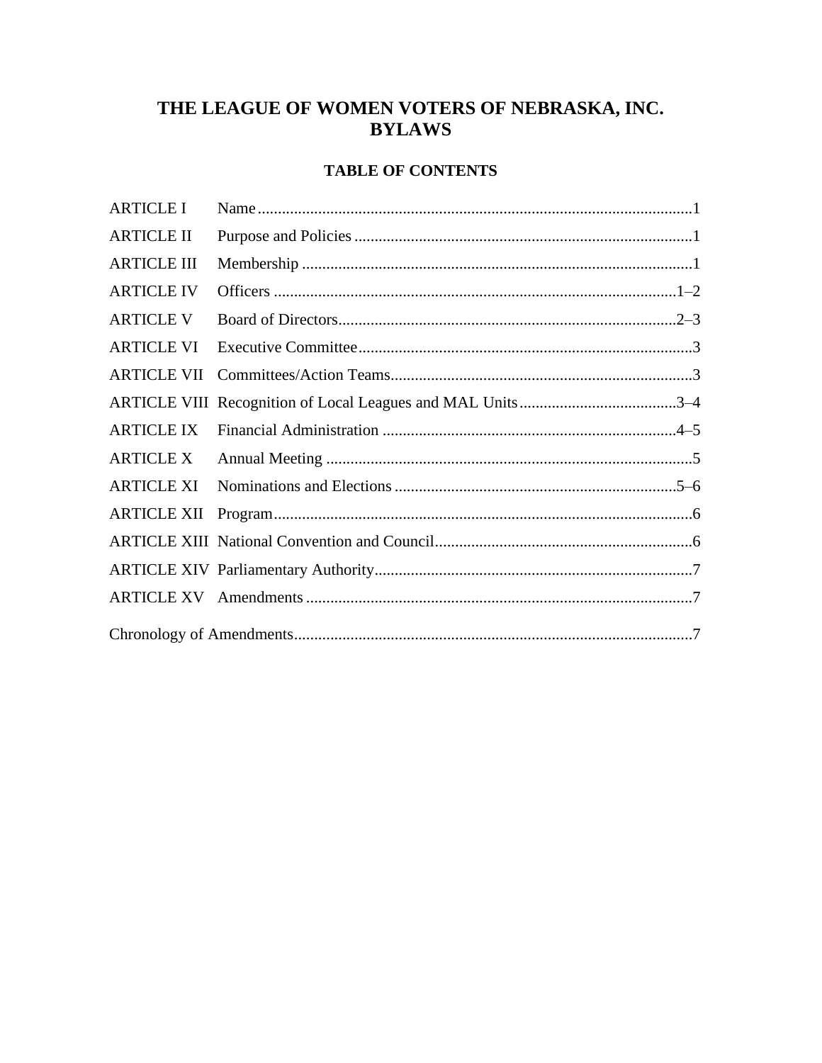# THE LEAGUE OF WOMEN VOTERS OF NEBRASKA, INC.
# BYLAWS

## TABLE OF CONTENTS

| | | |
|---|---|---|
| ARTICLE I | Name | 1 |
| ARTICLE II | Purpose and Policies | 1 |
| ARTICLE III | Membership | 1 |
| ARTICLE IV | Officers | 1–2 |
| ARTICLE V | Board of Directors | 2–3 |
| ARTICLE VI | Executive Committee | 3 |
| ARTICLE VII | Committees/Action Teams | 3 |
| ARTICLE VIII | Recognition of Local Leagues and MAL Units | 3–4 |
| ARTICLE IX | Financial Administration | 4–5 |
| ARTICLE X | Annual Meeting | 5 |
| ARTICLE XI | Nominations and Elections | 5–6 |
| ARTICLE XII | Program | 6 |
| ARTICLE XIII | National Convention and Council | 6 |
| ARTICLE XIV | Parliamentary Authority | 7 |
| ARTICLE XV | Amendments | 7 |
| Chronology of Amendments | | 7 |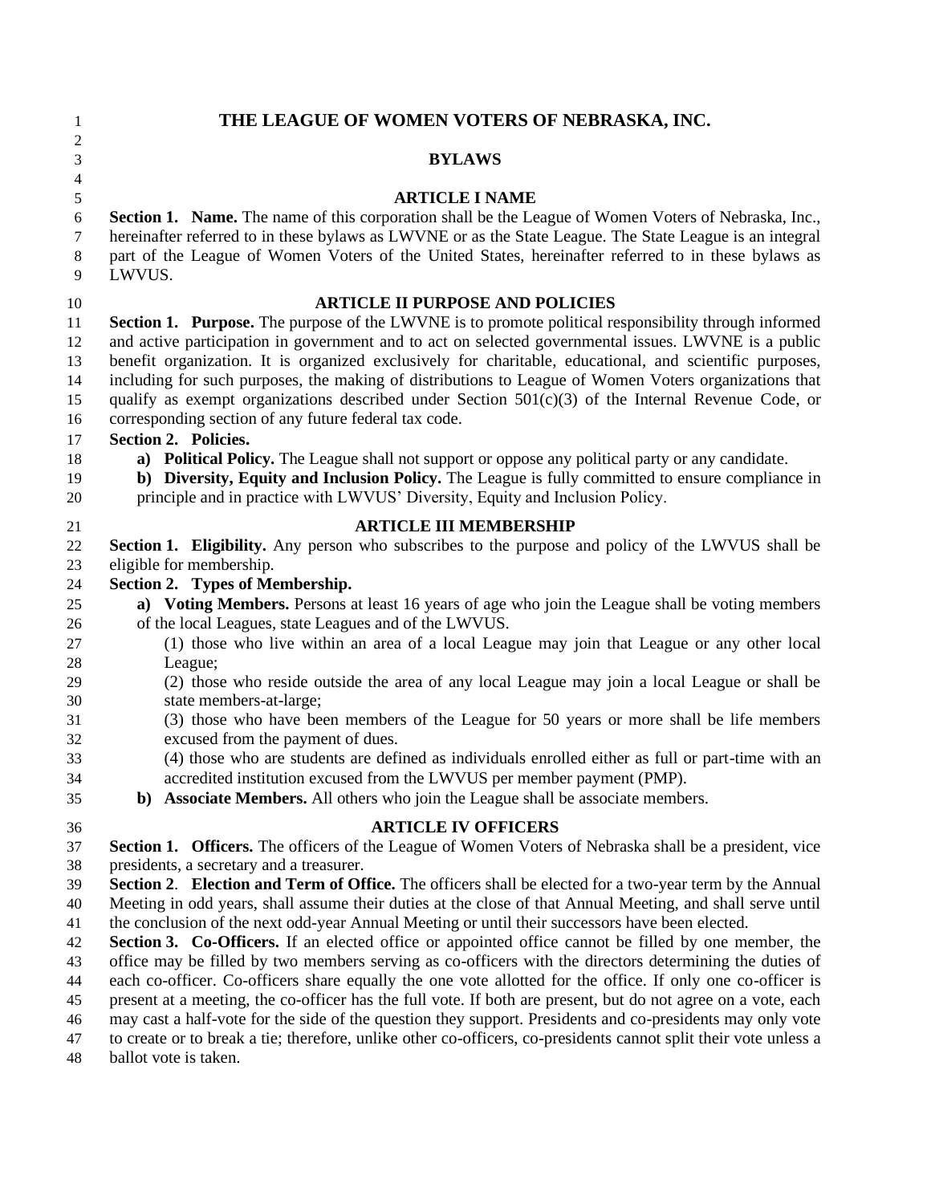# THE LEAGUE OF WOMEN VOTERS OF NEBRASKA, INC.

## BYLAWS

### ARTICLE I NAME

**Section 1. Name.** The name of this corporation shall be the League of Women Voters of Nebraska, Inc., hereinafter referred to in these bylaws as LWVNE or as the State League. The State League is an integral part of the League of Women Voters of the United States, hereinafter referred to in these bylaws as LWVUS.

### ARTICLE II PURPOSE AND POLICIES

**Section 1. Purpose.** The purpose of the LWVNE is to promote political responsibility through informed and active participation in government and to act on selected governmental issues. LWVNE is a public benefit organization. It is organized exclusively for charitable, educational, and scientific purposes, including for such purposes, the making of distributions to League of Women Voters organizations that qualify as exempt organizations described under Section 501(c)(3) of the Internal Revenue Code, or corresponding section of any future federal tax code.

**Section 2. Policies.**

- **a) Political Policy.** The League shall not support or oppose any political party or any candidate.
- **b) Diversity, Equity and Inclusion Policy.** The League is fully committed to ensure compliance in principle and in practice with LWVUS' Diversity, Equity and Inclusion Policy.

### ARTICLE III MEMBERSHIP

**Section 1. Eligibility.** Any person who subscribes to the purpose and policy of the LWVUS shall be eligible for membership.

**Section 2. Types of Membership.**

- **a) Voting Members.** Persons at least 16 years of age who join the League shall be voting members of the local Leagues, state Leagues and of the LWVUS.
  - (1) those who live within an area of a local League may join that League or any other local League;
  - (2) those who reside outside the area of any local League may join a local League or shall be state members-at-large;
  - (3) those who have been members of the League for 50 years or more shall be life members excused from the payment of dues.
  - (4) those who are students are defined as individuals enrolled either as full or part-time with an accredited institution excused from the LWVUS per member payment (PMP).
- **b) Associate Members.** All others who join the League shall be associate members.

### ARTICLE IV OFFICERS

**Section 1. Officers.** The officers of the League of Women Voters of Nebraska shall be a president, vice presidents, a secretary and a treasurer.

**Section 2. Election and Term of Office.** The officers shall be elected for a two-year term by the Annual Meeting in odd years, shall assume their duties at the close of that Annual Meeting, and shall serve until the conclusion of the next odd-year Annual Meeting or until their successors have been elected.

**Section 3. Co-Officers.** If an elected office or appointed office cannot be filled by one member, the office may be filled by two members serving as co-officers with the directors determining the duties of each co-officer. Co-officers share equally the one vote allotted for the office. If only one co-officer is present at a meeting, the co-officer has the full vote. If both are present, but do not agree on a vote, each may cast a half-vote for the side of the question they support. Presidents and co-presidents may only vote to create or to break a tie; therefore, unlike other co-officers, co-presidents cannot split their vote unless a ballot vote is taken.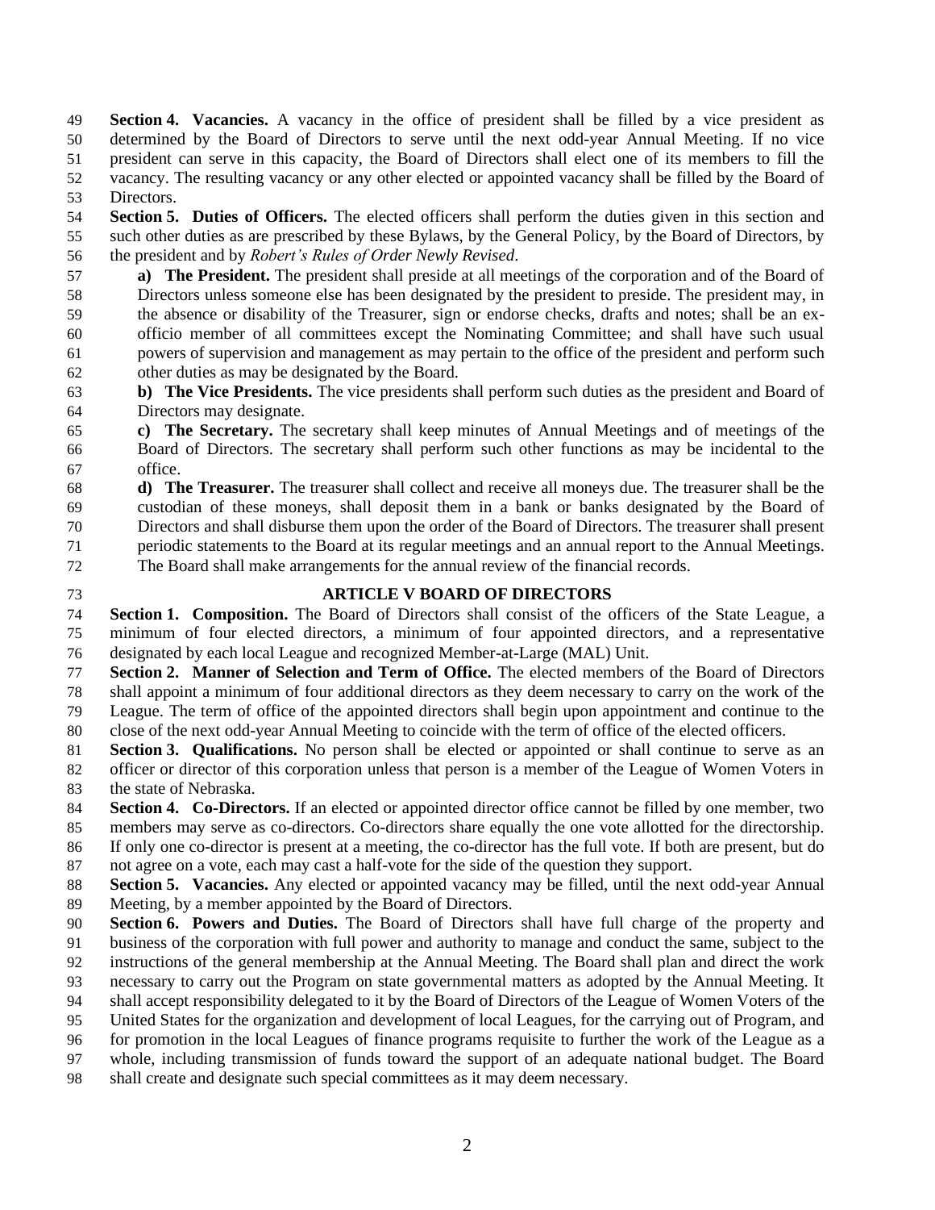**Section 4. Vacancies.** A vacancy in the office of president shall be filled by a vice president as determined by the Board of Directors to serve until the next odd-year Annual Meeting. If no vice president can serve in this capacity, the Board of Directors shall elect one of its members to fill the vacancy. The resulting vacancy or any other elected or appointed vacancy shall be filled by the Board of Directors.

**Section 5. Duties of Officers.** The elected officers shall perform the duties given in this section and such other duties as are prescribed by these Bylaws, by the General Policy, by the Board of Directors, by the president and by *Robert's Rules of Order Newly Revised*.

**a) The President.** The president shall preside at all meetings of the corporation and of the Board of Directors unless someone else has been designated by the president to preside. The president may, in the absence or disability of the Treasurer, sign or endorse checks, drafts and notes; shall be an ex-officio member of all committees except the Nominating Committee; and shall have such usual powers of supervision and management as may pertain to the office of the president and perform such other duties as may be designated by the Board.

**b) The Vice Presidents.** The vice presidents shall perform such duties as the president and Board of Directors may designate.

**c) The Secretary.** The secretary shall keep minutes of Annual Meetings and of meetings of the Board of Directors. The secretary shall perform such other functions as may be incidental to the office.

**d) The Treasurer.** The treasurer shall collect and receive all moneys due. The treasurer shall be the custodian of these moneys, shall deposit them in a bank or banks designated by the Board of Directors and shall disburse them upon the order of the Board of Directors. The treasurer shall present periodic statements to the Board at its regular meetings and an annual report to the Annual Meetings. The Board shall make arrangements for the annual review of the financial records.

## ARTICLE V BOARD OF DIRECTORS

**Section 1. Composition.** The Board of Directors shall consist of the officers of the State League, a minimum of four elected directors, a minimum of four appointed directors, and a representative designated by each local League and recognized Member-at-Large (MAL) Unit.

**Section 2. Manner of Selection and Term of Office.** The elected members of the Board of Directors shall appoint a minimum of four additional directors as they deem necessary to carry on the work of the League. The term of office of the appointed directors shall begin upon appointment and continue to the close of the next odd-year Annual Meeting to coincide with the term of office of the elected officers.

**Section 3. Qualifications.** No person shall be elected or appointed or shall continue to serve as an officer or director of this corporation unless that person is a member of the League of Women Voters in the state of Nebraska.

**Section 4. Co-Directors.** If an elected or appointed director office cannot be filled by one member, two members may serve as co-directors. Co-directors share equally the one vote allotted for the directorship. If only one co-director is present at a meeting, the co-director has the full vote. If both are present, but do not agree on a vote, each may cast a half-vote for the side of the question they support.

**Section 5. Vacancies.** Any elected or appointed vacancy may be filled, until the next odd-year Annual Meeting, by a member appointed by the Board of Directors.

**Section 6. Powers and Duties.** The Board of Directors shall have full charge of the property and business of the corporation with full power and authority to manage and conduct the same, subject to the instructions of the general membership at the Annual Meeting. The Board shall plan and direct the work necessary to carry out the Program on state governmental matters as adopted by the Annual Meeting. It shall accept responsibility delegated to it by the Board of Directors of the League of Women Voters of the United States for the organization and development of local Leagues, for the carrying out of Program, and for promotion in the local Leagues of finance programs requisite to further the work of the League as a whole, including transmission of funds toward the support of an adequate national budget. The Board shall create and designate such special committees as it may deem necessary.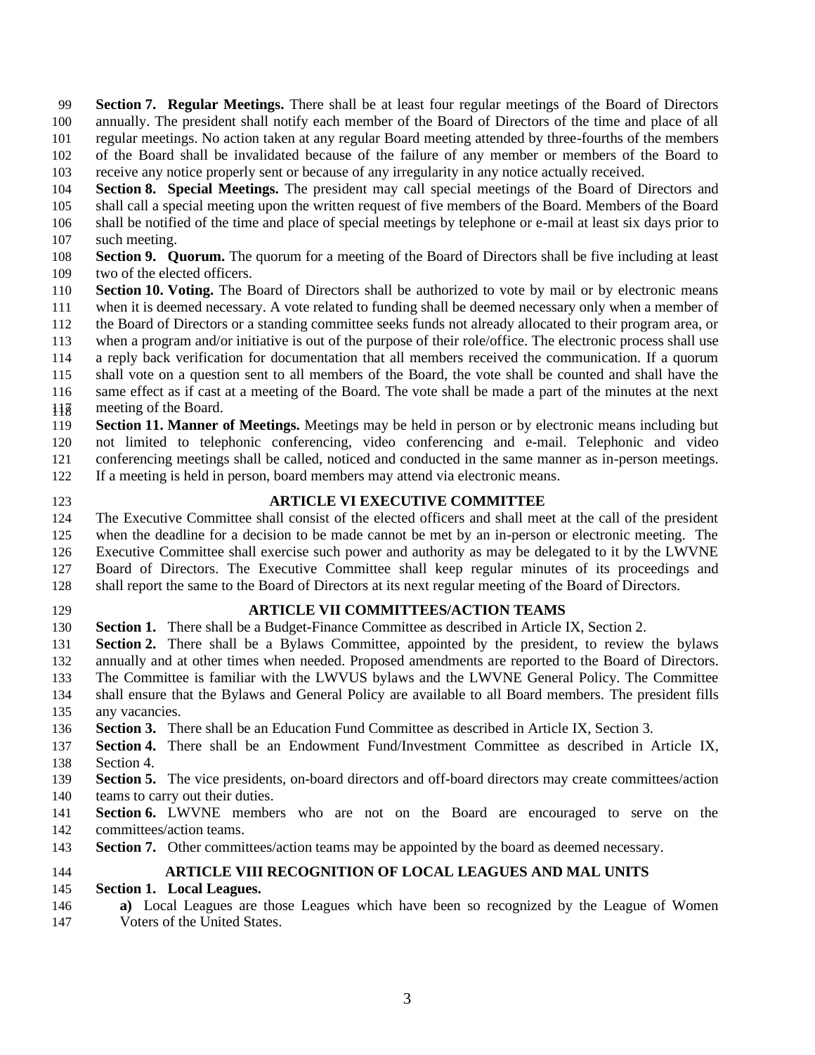**Section 7. Regular Meetings.** There shall be at least four regular meetings of the Board of Directors annually. The president shall notify each member of the Board of Directors of the time and place of all regular meetings. No action taken at any regular Board meeting attended by three-fourths of the members of the Board shall be invalidated because of the failure of any member or members of the Board to receive any notice properly sent or because of any irregularity in any notice actually received.

**Section 8. Special Meetings.** The president may call special meetings of the Board of Directors and shall call a special meeting upon the written request of five members of the Board. Members of the Board shall be notified of the time and place of special meetings by telephone or e-mail at least six days prior to such meeting.

**Section 9. Quorum.** The quorum for a meeting of the Board of Directors shall be five including at least two of the elected officers.

**Section 10. Voting.** The Board of Directors shall be authorized to vote by mail or by electronic means when it is deemed necessary. A vote related to funding shall be deemed necessary only when a member of the Board of Directors or a standing committee seeks funds not already allocated to their program area, or when a program and/or initiative is out of the purpose of their role/office. The electronic process shall use a reply back verification for documentation that all members received the communication. If a quorum shall vote on a question sent to all members of the Board, the vote shall be counted and shall have the same effect as if cast at a meeting of the Board. The vote shall be made a part of the minutes at the next meeting of the Board.

**Section 11. Manner of Meetings.** Meetings may be held in person or by electronic means including but not limited to telephonic conferencing, video conferencing and e-mail. Telephonic and video conferencing meetings shall be called, noticed and conducted in the same manner as in-person meetings. If a meeting is held in person, board members may attend via electronic means.

## ARTICLE VI EXECUTIVE COMMITTEE

The Executive Committee shall consist of the elected officers and shall meet at the call of the president when the deadline for a decision to be made cannot be met by an in-person or electronic meeting. The Executive Committee shall exercise such power and authority as may be delegated to it by the LWVNE Board of Directors. The Executive Committee shall keep regular minutes of its proceedings and shall report the same to the Board of Directors at its next regular meeting of the Board of Directors.

## ARTICLE VII COMMITTEES/ACTION TEAMS

**Section 1.** There shall be a Budget-Finance Committee as described in Article IX, Section 2.

**Section 2.** There shall be a Bylaws Committee, appointed by the president, to review the bylaws annually and at other times when needed. Proposed amendments are reported to the Board of Directors. The Committee is familiar with the LWVUS bylaws and the LWVNE General Policy. The Committee shall ensure that the Bylaws and General Policy are available to all Board members. The president fills any vacancies.

**Section 3.** There shall be an Education Fund Committee as described in Article IX, Section 3.

**Section 4.** There shall be an Endowment Fund/Investment Committee as described in Article IX, Section 4.

**Section 5.** The vice presidents, on-board directors and off-board directors may create committees/action teams to carry out their duties.

**Section 6.** LWVNE members who are not on the Board are encouraged to serve on the committees/action teams.

**Section 7.** Other committees/action teams may be appointed by the board as deemed necessary.

## ARTICLE VIII RECOGNITION OF LOCAL LEAGUES AND MAL UNITS

**Section 1. Local Leagues.**

**a)** Local Leagues are those Leagues which have been so recognized by the League of Women Voters of the United States.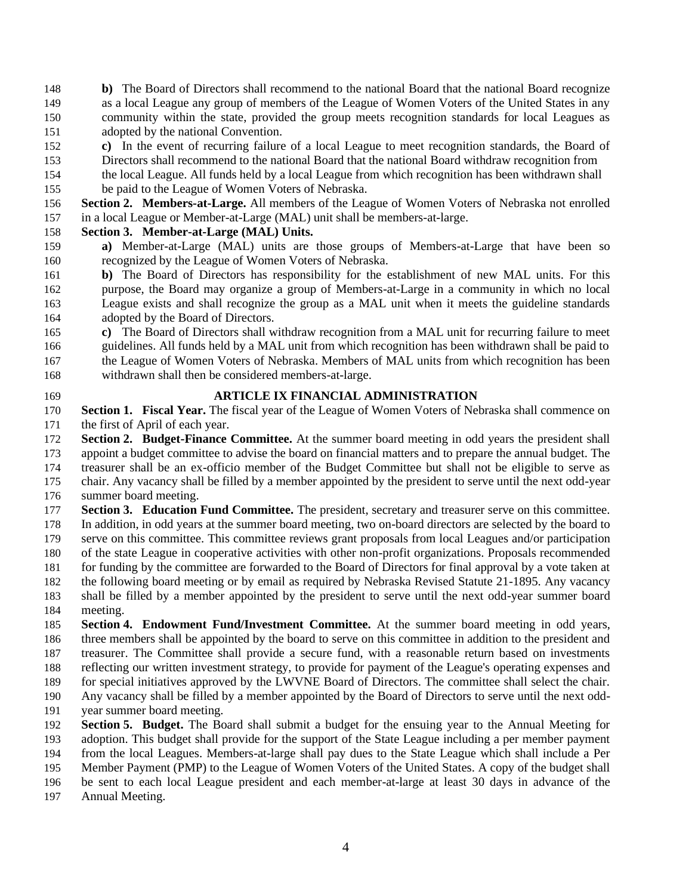**b)** The Board of Directors shall recommend to the national Board that the national Board recognize as a local League any group of members of the League of Women Voters of the United States in any community within the state, provided the group meets recognition standards for local Leagues as adopted by the national Convention.

**c)** In the event of recurring failure of a local League to meet recognition standards, the Board of Directors shall recommend to the national Board that the national Board withdraw recognition from the local League. All funds held by a local League from which recognition has been withdrawn shall be paid to the League of Women Voters of Nebraska.

**Section 2. Members-at-Large.** All members of the League of Women Voters of Nebraska not enrolled in a local League or Member-at-Large (MAL) unit shall be members-at-large.

**Section 3. Member-at-Large (MAL) Units.**

**a)** Member-at-Large (MAL) units are those groups of Members-at-Large that have been so recognized by the League of Women Voters of Nebraska.

**b)** The Board of Directors has responsibility for the establishment of new MAL units. For this purpose, the Board may organize a group of Members-at-Large in a community in which no local League exists and shall recognize the group as a MAL unit when it meets the guideline standards adopted by the Board of Directors.

**c)** The Board of Directors shall withdraw recognition from a MAL unit for recurring failure to meet guidelines. All funds held by a MAL unit from which recognition has been withdrawn shall be paid to the League of Women Voters of Nebraska. Members of MAL units from which recognition has been withdrawn shall then be considered members-at-large.

## ARTICLE IX FINANCIAL ADMINISTRATION

**Section 1. Fiscal Year.** The fiscal year of the League of Women Voters of Nebraska shall commence on the first of April of each year.

**Section 2. Budget-Finance Committee.** At the summer board meeting in odd years the president shall appoint a budget committee to advise the board on financial matters and to prepare the annual budget. The treasurer shall be an ex-officio member of the Budget Committee but shall not be eligible to serve as chair. Any vacancy shall be filled by a member appointed by the president to serve until the next odd-year summer board meeting.

**Section 3. Education Fund Committee.** The president, secretary and treasurer serve on this committee. In addition, in odd years at the summer board meeting, two on-board directors are selected by the board to serve on this committee. This committee reviews grant proposals from local Leagues and/or participation of the state League in cooperative activities with other non-profit organizations. Proposals recommended for funding by the committee are forwarded to the Board of Directors for final approval by a vote taken at the following board meeting or by email as required by Nebraska Revised Statute 21-1895. Any vacancy shall be filled by a member appointed by the president to serve until the next odd-year summer board meeting.

**Section 4. Endowment Fund/Investment Committee.** At the summer board meeting in odd years, three members shall be appointed by the board to serve on this committee in addition to the president and treasurer. The Committee shall provide a secure fund, with a reasonable return based on investments reflecting our written investment strategy, to provide for payment of the League's operating expenses and for special initiatives approved by the LWVNE Board of Directors. The committee shall select the chair. Any vacancy shall be filled by a member appointed by the Board of Directors to serve until the next odd-year summer board meeting.

**Section 5. Budget.** The Board shall submit a budget for the ensuing year to the Annual Meeting for adoption. This budget shall provide for the support of the State League including a per member payment from the local Leagues. Members-at-large shall pay dues to the State League which shall include a Per Member Payment (PMP) to the League of Women Voters of the United States. A copy of the budget shall be sent to each local League president and each member-at-large at least 30 days in advance of the Annual Meeting.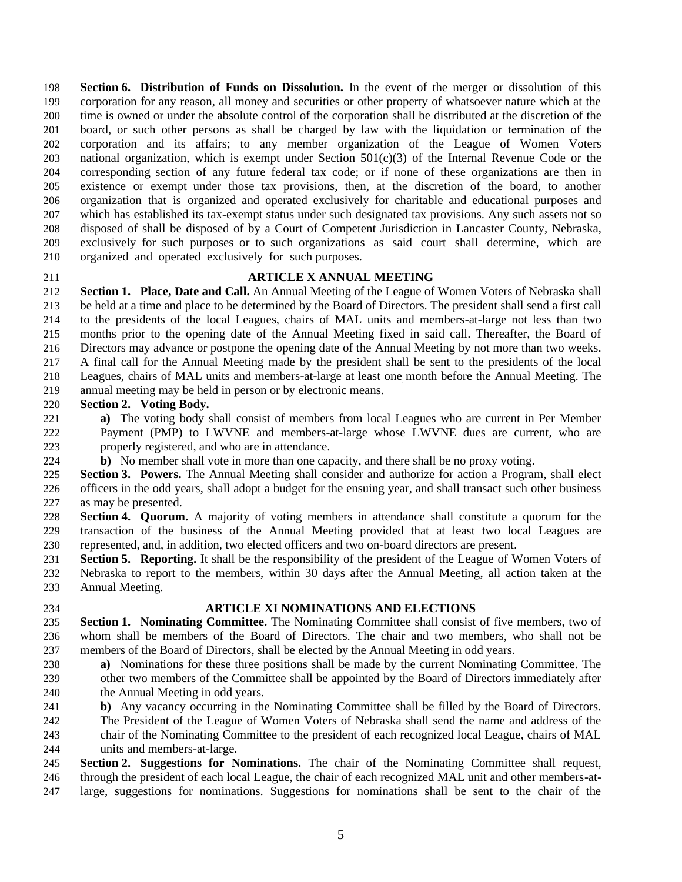**Section 6. Distribution of Funds on Dissolution.** In the event of the merger or dissolution of this corporation for any reason, all money and securities or other property of whatsoever nature which at the time is owned or under the absolute control of the corporation shall be distributed at the discretion of the board, or such other persons as shall be charged by law with the liquidation or termination of the corporation and its affairs; to any member organization of the League of Women Voters national organization, which is exempt under Section 501(c)(3) of the Internal Revenue Code or the corresponding section of any future federal tax code; or if none of these organizations are then in existence or exempt under those tax provisions, then, at the discretion of the board, to another organization that is organized and operated exclusively for charitable and educational purposes and which has established its tax-exempt status under such designated tax provisions. Any such assets not so disposed of shall be disposed of by a Court of Competent Jurisdiction in Lancaster County, Nebraska, exclusively for such purposes or to such organizations as said court shall determine, which are organized and operated exclusively for such purposes.

## ARTICLE X ANNUAL MEETING

**Section 1. Place, Date and Call.** An Annual Meeting of the League of Women Voters of Nebraska shall be held at a time and place to be determined by the Board of Directors. The president shall send a first call to the presidents of the local Leagues, chairs of MAL units and members-at-large not less than two months prior to the opening date of the Annual Meeting fixed in said call. Thereafter, the Board of Directors may advance or postpone the opening date of the Annual Meeting by not more than two weeks. A final call for the Annual Meeting made by the president shall be sent to the presidents of the local Leagues, chairs of MAL units and members-at-large at least one month before the Annual Meeting. The annual meeting may be held in person or by electronic means.

**Section 2. Voting Body.**

**a)** The voting body shall consist of members from local Leagues who are current in Per Member Payment (PMP) to LWVNE and members-at-large whose LWVNE dues are current, who are properly registered, and who are in attendance.

**b)** No member shall vote in more than one capacity, and there shall be no proxy voting.

**Section 3. Powers.** The Annual Meeting shall consider and authorize for action a Program, shall elect officers in the odd years, shall adopt a budget for the ensuing year, and shall transact such other business as may be presented.

**Section 4. Quorum.** A majority of voting members in attendance shall constitute a quorum for the transaction of the business of the Annual Meeting provided that at least two local Leagues are represented, and, in addition, two elected officers and two on-board directors are present.

**Section 5. Reporting.** It shall be the responsibility of the president of the League of Women Voters of Nebraska to report to the members, within 30 days after the Annual Meeting, all action taken at the Annual Meeting.

## ARTICLE XI NOMINATIONS AND ELECTIONS

**Section 1. Nominating Committee.** The Nominating Committee shall consist of five members, two of whom shall be members of the Board of Directors. The chair and two members, who shall not be members of the Board of Directors, shall be elected by the Annual Meeting in odd years.

**a)** Nominations for these three positions shall be made by the current Nominating Committee. The other two members of the Committee shall be appointed by the Board of Directors immediately after the Annual Meeting in odd years.

**b)** Any vacancy occurring in the Nominating Committee shall be filled by the Board of Directors. The President of the League of Women Voters of Nebraska shall send the name and address of the chair of the Nominating Committee to the president of each recognized local League, chairs of MAL units and members-at-large.

**Section 2. Suggestions for Nominations.** The chair of the Nominating Committee shall request, through the president of each local League, the chair of each recognized MAL unit and other members-at-large, suggestions for nominations. Suggestions for nominations shall be sent to the chair of the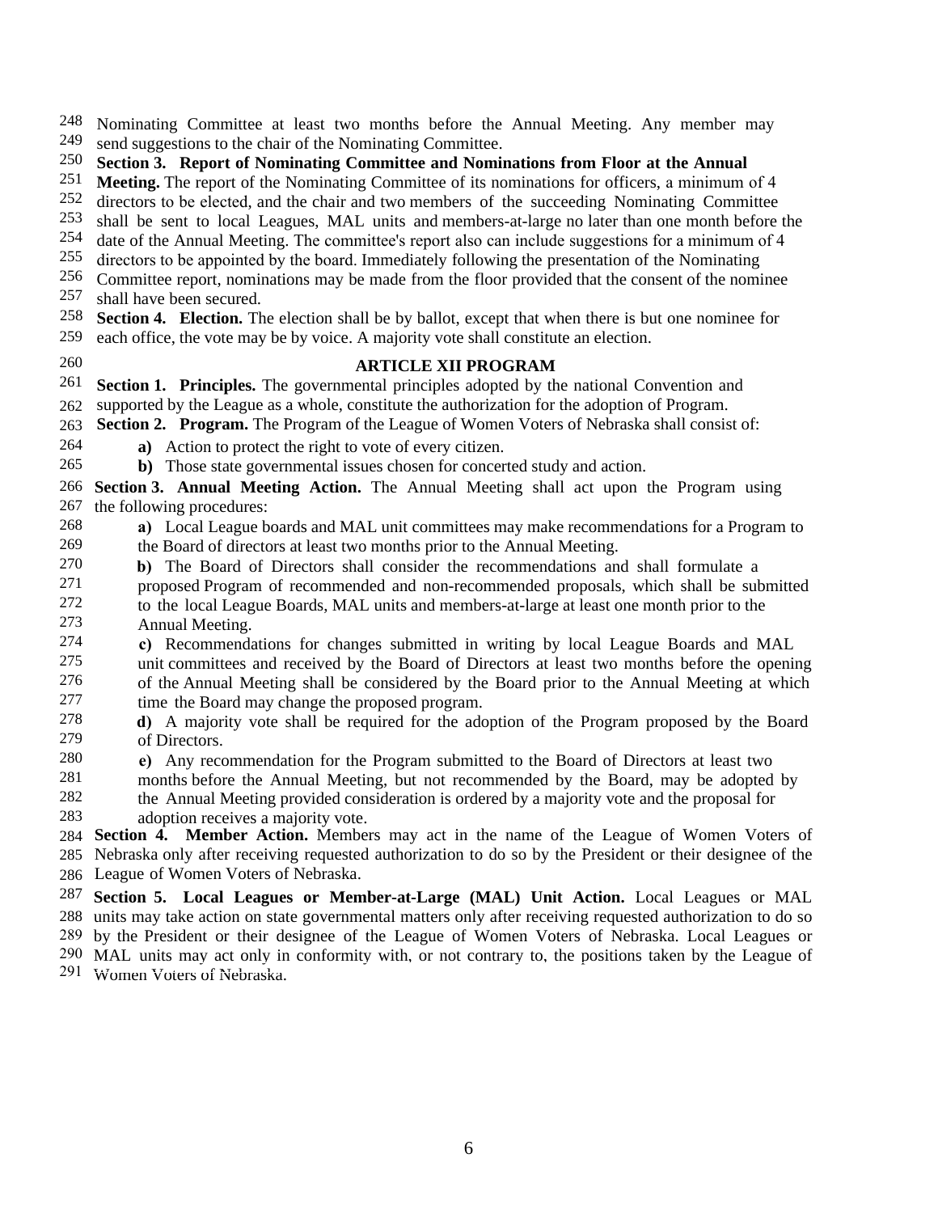Nominating Committee at least two months before the Annual Meeting. Any member may send suggestions to the chair of the Nominating Committee.

**Section 3. Report of Nominating Committee and Nominations from Floor at the Annual Meeting.** The report of the Nominating Committee of its nominations for officers, a minimum of 4 directors to be elected, and the chair and two members of the succeeding Nominating Committee shall be sent to local Leagues, MAL units and members-at-large no later than one month before the date of the Annual Meeting. The committee's report also can include suggestions for a minimum of 4 directors to be appointed by the board. Immediately following the presentation of the Nominating Committee report, nominations may be made from the floor provided that the consent of the nominee shall have been secured.

**Section 4. Election.** The election shall be by ballot, except that when there is but one nominee for each office, the vote may be by voice. A majority vote shall constitute an election.

## ARTICLE XII PROGRAM

**Section 1. Principles.** The governmental principles adopted by the national Convention and supported by the League as a whole, constitute the authorization for the adoption of Program.

**Section 2. Program.** The Program of the League of Women Voters of Nebraska shall consist of:

- **a)** Action to protect the right to vote of every citizen.
- **b)** Those state governmental issues chosen for concerted study and action.

**Section 3. Annual Meeting Action.** The Annual Meeting shall act upon the Program using the following procedures:

- **a)** Local League boards and MAL unit committees may make recommendations for a Program to the Board of directors at least two months prior to the Annual Meeting.
- **b)** The Board of Directors shall consider the recommendations and shall formulate a proposed Program of recommended and non-recommended proposals, which shall be submitted to the local League Boards, MAL units and members-at-large at least one month prior to the Annual Meeting.
- **c)** Recommendations for changes submitted in writing by local League Boards and MAL unit committees and received by the Board of Directors at least two months before the opening of the Annual Meeting shall be considered by the Board prior to the Annual Meeting at which time the Board may change the proposed program.
- **d)** A majority vote shall be required for the adoption of the Program proposed by the Board of Directors.
- **e)** Any recommendation for the Program submitted to the Board of Directors at least two months before the Annual Meeting, but not recommended by the Board, may be adopted by the Annual Meeting provided consideration is ordered by a majority vote and the proposal for adoption receives a majority vote.

**Section 4. Member Action.** Members may act in the name of the League of Women Voters of Nebraska only after receiving requested authorization to do so by the President or their designee of the League of Women Voters of Nebraska.

**Section 5. Local Leagues or Member-at-Large (MAL) Unit Action.** Local Leagues or MAL units may take action on state governmental matters only after receiving requested authorization to do so by the President or their designee of the League of Women Voters of Nebraska. Local Leagues or MAL units may act only in conformity with, or not contrary to, the positions taken by the League of Women Voters of Nebraska.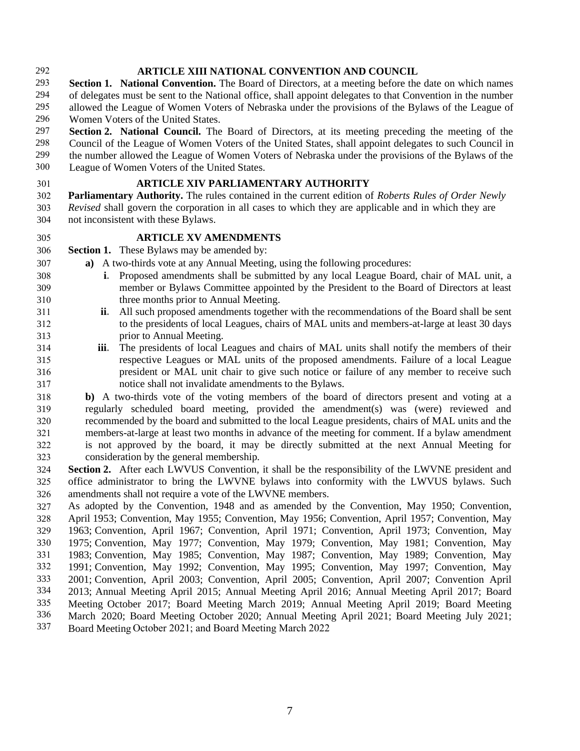## ARTICLE XIII NATIONAL CONVENTION AND COUNCIL

**Section 1. National Convention.** The Board of Directors, at a meeting before the date on which names of delegates must be sent to the National office, shall appoint delegates to that Convention in the number allowed the League of Women Voters of Nebraska under the provisions of the Bylaws of the League of Women Voters of the United States.

**Section 2. National Council.** The Board of Directors, at its meeting preceding the meeting of the Council of the League of Women Voters of the United States, shall appoint delegates to such Council in the number allowed the League of Women Voters of Nebraska under the provisions of the Bylaws of the League of Women Voters of the United States.

## ARTICLE XIV PARLIAMENTARY AUTHORITY

**Parliamentary Authority.** The rules contained in the current edition of *Roberts Rules of Order Newly Revised* shall govern the corporation in all cases to which they are applicable and in which they are not inconsistent with these Bylaws.

## ARTICLE XV AMENDMENTS

**Section 1.** These Bylaws may be amended by:

**a)** A two-thirds vote at any Annual Meeting, using the following procedures:

- **i.** Proposed amendments shall be submitted by any local League Board, chair of MAL unit, a member or Bylaws Committee appointed by the President to the Board of Directors at least three months prior to Annual Meeting.
- **ii.** All such proposed amendments together with the recommendations of the Board shall be sent to the presidents of local Leagues, chairs of MAL units and members-at-large at least 30 days prior to Annual Meeting.
- **iii.** The presidents of local Leagues and chairs of MAL units shall notify the members of their respective Leagues or MAL units of the proposed amendments. Failure of a local League president or MAL unit chair to give such notice or failure of any member to receive such notice shall not invalidate amendments to the Bylaws.

**b)** A two-thirds vote of the voting members of the board of directors present and voting at a regularly scheduled board meeting, provided the amendment(s) was (were) reviewed and recommended by the board and submitted to the local League presidents, chairs of MAL units and the members-at-large at least two months in advance of the meeting for comment. If a bylaw amendment is not approved by the board, it may be directly submitted at the next Annual Meeting for consideration by the general membership.

**Section 2.** After each LWVUS Convention, it shall be the responsibility of the LWVNE president and office administrator to bring the LWVNE bylaws into conformity with the LWVUS bylaws. Such amendments shall not require a vote of the LWVNE members.

As adopted by the Convention, 1948 and as amended by the Convention, May 1950; Convention, April 1953; Convention, May 1955; Convention, May 1956; Convention, April 1957; Convention, May 1963; Convention, April 1967; Convention, April 1971; Convention, April 1973; Convention, May 1975; Convention, May 1977; Convention, May 1979; Convention, May 1981; Convention, May 1983; Convention, May 1985; Convention, May 1987; Convention, May 1989; Convention, May 1991; Convention, May 1992; Convention, May 1995; Convention, May 1997; Convention, May 2001; Convention, April 2003; Convention, April 2005; Convention, April 2007; Convention April 2013; Annual Meeting April 2015; Annual Meeting April 2016; Annual Meeting April 2017; Board Meeting October 2017; Board Meeting March 2019; Annual Meeting April 2019; Board Meeting March 2020; Board Meeting October 2020; Annual Meeting April 2021; Board Meeting July 2021; Board Meeting October 2021; and Board Meeting March 2022